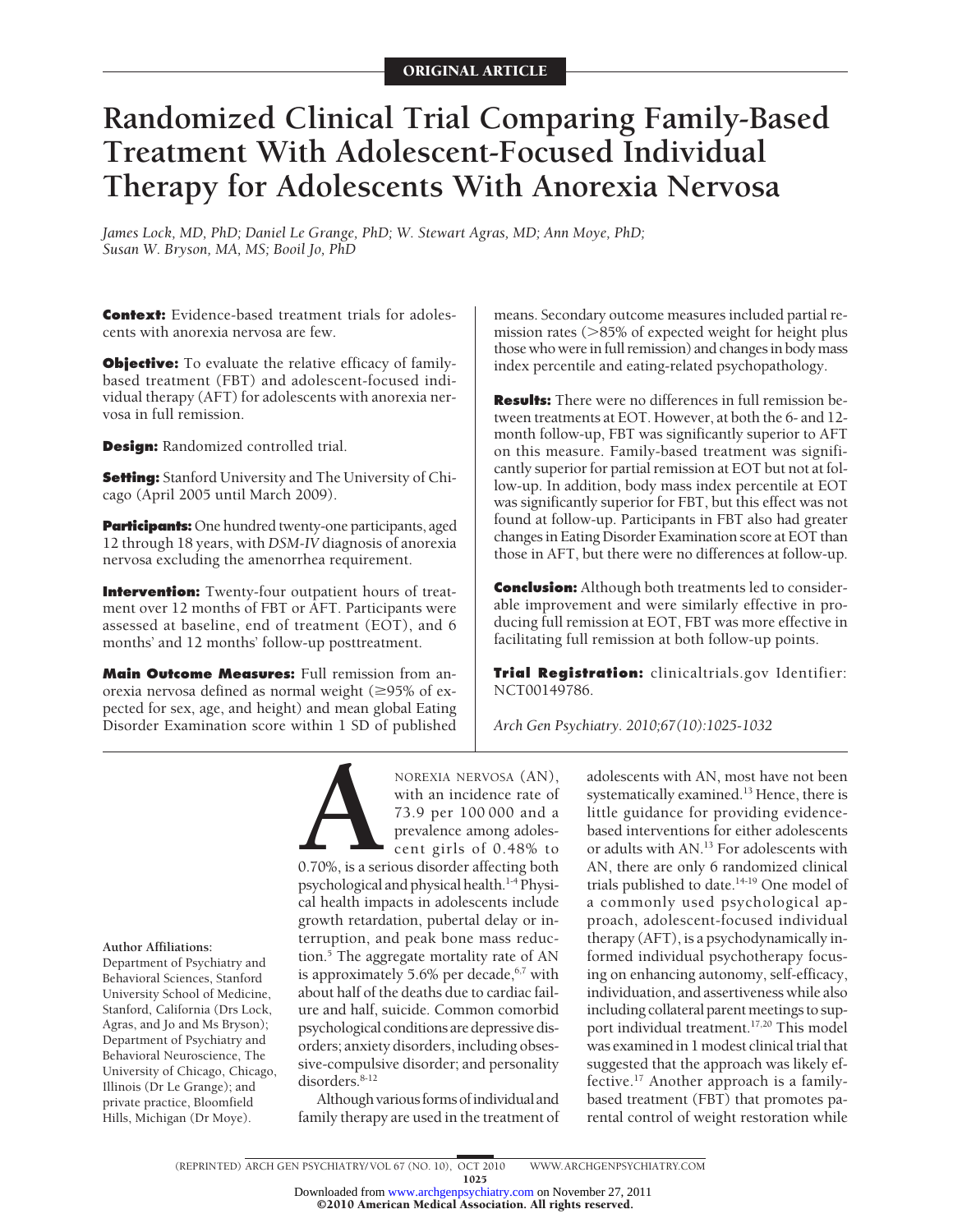ORIGINAL ARTICLE

# Randomized Clinical Trial Comparing Family-Based Treatment With Adolescent-Focused Individual Therapy for Adolescents With Anorexia Nervosa

*James Lock, MD, PhD; Daniel Le Grange, PhD; W. Stewart Agras, MD; Ann Moye, PhD; Susan W. Bryson, MA, MS; Booil Jo, PhD*

**Context:** Evidence-based treatment trials for adolescents with anorexia nervosa are few.

**Objective:** To evaluate the relative efficacy of family-based treatment (FBT) and adolescent-focused individual therapy (AFT) for adolescents with anorexia nervosa in full remission.

**Design:** Randomized controlled trial.

**Setting:** Stanford University and The University of Chicago (April 2005 until March 2009).

**Participants:** One hundred twenty-one participants, aged 12 through 18 years, with *DSM-IV* diagnosis of anorexia nervosa excluding the amenorrhea requirement.

**Intervention:** Twenty-four outpatient hours of treatment over 12 months of FBT or AFT. Participants were assessed at baseline, end of treatment (EOT), and 6 months' and 12 months' follow-up posttreatment.

**Main Outcome Measures:** Full remission from anorexia nervosa defined as normal weight (≥95% of expected for sex, age, and height) and mean global Eating Disorder Examination score within 1 SD of published means. Secondary outcome measures included partial remission rates (>85% of expected weight for height plus those who were in full remission) and changes in body mass index percentile and eating-related psychopathology.

**Results:** There were no differences in full remission between treatments at EOT. However, at both the 6- and 12-month follow-up, FBT was significantly superior to AFT on this measure. Family-based treatment was significantly superior for partial remission at EOT but not at follow-up. In addition, body mass index percentile at EOT was significantly superior for FBT, but this effect was not found at follow-up. Participants in FBT also had greater changes in Eating Disorder Examination score at EOT than those in AFT, but there were no differences at follow-up.

**Conclusion:** Although both treatments led to considerable improvement and were similarly effective in producing full remission at EOT, FBT was more effective in facilitating full remission at both follow-up points.

**Trial Registration:** clinicaltrials.gov Identifier: NCT00149786.

*Arch Gen Psychiatry. 2010;67(10):1025-1032*

**Author Affiliations:** Department of Psychiatry and Behavioral Sciences, Stanford University School of Medicine, Stanford, California (Drs Lock, Agras, and Jo and Ms Bryson); Department of Psychiatry and Behavioral Neuroscience, The University of Chicago, Chicago, Illinois (Dr Le Grange); and private practice, Bloomfield Hills, Michigan (Dr Moye).

ANOREXIA NERVOSA (AN), with an incidence rate of 73.9 per 100 000 and a prevalence among adolescent girls of 0.48% to 0.70%, is a serious disorder affecting both psychological and physical health.[1-4] Physical health impacts in adolescents include growth retardation, pubertal delay or interruption, and peak bone mass reduction.[5] The aggregate mortality rate of AN is approximately 5.6% per decade,[6,7] with about half of the deaths due to cardiac failure and half, suicide. Common comorbid psychological conditions are depressive disorders; anxiety disorders, including obsessive-compulsive disorder; and personality disorders.[8-12]

Although various forms of individual and family therapy are used in the treatment of adolescents with AN, most have not been systematically examined.[13] Hence, there is little guidance for providing evidence-based interventions for either adolescents or adults with AN.[13] For adolescents with AN, there are only 6 randomized clinical trials published to date.[14-19] One model of a commonly used psychological approach, adolescent-focused individual therapy (AFT), is a psychodynamically informed individual psychotherapy focusing on enhancing autonomy, self-efficacy, individuation, and assertiveness while also including collateral parent meetings to support individual treatment.[17,20] This model was examined in 1 modest clinical trial that suggested that the approach was likely effective.[17] Another approach is a family-based treatment (FBT) that promotes parental control of weight restoration while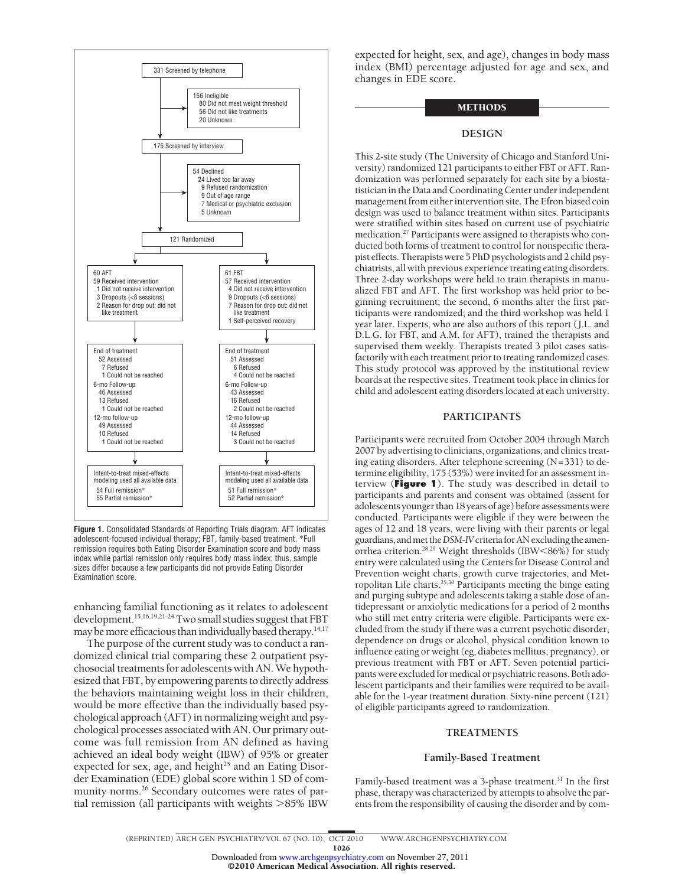331 Screened by telephone

156 Ineligible
- 80 Did not meet weight threshold
- 56 Did not like treatments
- 20 Unknown

175 Screened by interview

54 Declined
- 24 Lived too far away
- 9 Refused randomization
- 9 Out of age range
- 7 Medical or psychiatric exclusion
- 5 Unknown

121 Randomized

60 AFT
- 59 Received intervention
- 1 Did not receive intervention
- 3 Dropouts (<8 sessions)
- 2 Reason for drop out: did not like treatment

End of treatment
- 52 Assessed
- 7 Refused
- 1 Could not be reached

6-mo Follow-up
- 46 Assessed
- 13 Refused
- 1 Could not be reached

12-mo follow-up
- 49 Assessed
- 10 Refused
- 1 Could not be reached

Intent-to-treat mixed-effects modeling used all available data
- 54 Full remission*
- 55 Partial remission*

61 FBT
- 57 Received intervention
- 4 Did not receive intervention
- 9 Dropouts (<6 sessions)
- 7 Reason for drop out: did not like treatment
- 1 Self-perceived recovery

End of treatment
- 51 Assessed
- 6 Refused
- 4 Could not be reached

6-mo Follow-up
- 43 Assessed
- 16 Refused
- 2 Could not be reached

12-mo follow-up
- 44 Assessed
- 14 Refused
- 3 Could not be reached

Intent-to-treat mixed-effects modeling used all available data
- 51 Full remission*
- 52 Partial remission*

**Figure 1.** Consolidated Standards of Reporting Trials diagram. AFT indicates adolescent-focused individual therapy; FBT, family-based treatment. *Full remission requires both Eating Disorder Examination score and body mass index while partial remission only requires body mass index; thus, sample sizes differ because a few participants did not provide Eating Disorder Examination score.

enhancing familial functioning as it relates to adolescent development.[15,16,19,21-24] Two small studies suggest that FBT may be more efficacious than individually based therapy.[14,17]

The purpose of the current study was to conduct a randomized clinical trial comparing these 2 outpatient psychosocial treatments for adolescents with AN. We hypothesized that FBT, by empowering parents to directly address the behaviors maintaining weight loss in their children, would be more effective than the individually based psychological approach (AFT) in normalizing weight and psychological processes associated with AN. Our primary outcome was full remission from AN defined as having achieved an ideal body weight (IBW) of 95% or greater expected for sex, age, and height[25] and an Eating Disorder Examination (EDE) global score within 1 SD of community norms.[26] Secondary outcomes were rates of partial remission (all participants with weights >85% IBW expected for height, sex, and age), changes in body mass index (BMI) percentage adjusted for age and sex, and changes in EDE score.

## METHODS

### DESIGN

This 2-site study (The University of Chicago and Stanford University) randomized 121 participants to either FBT or AFT. Randomization was performed separately for each site by a biostatistician in the Data and Coordinating Center under independent management from either intervention site. The Efron biased coin design was used to balance treatment within sites. Participants were stratified within sites based on current use of psychiatric medication.[27] Participants were assigned to therapists who conducted both forms of treatment to control for nonspecific therapist effects. Therapists were 5 PhD psychologists and 2 child psychiatrists, all with previous experience treating eating disorders. Three 2-day workshops were held to train therapists in manualized FBT and AFT. The first workshop was held prior to beginning recruitment; the second, 6 months after the first participants were randomized; and the third workshop was held 1 year later. Experts, who are also authors of this report (J.L. and D.L.G. for FBT, and A.M. for AFT), trained the therapists and supervised them weekly. Therapists treated 3 pilot cases satisfactorily with each treatment prior to treating randomized cases. This study protocol was approved by the institutional review boards at the respective sites. Treatment took place in clinics for child and adolescent eating disorders located at each university.

### PARTICIPANTS

Participants were recruited from October 2004 through March 2007 by advertising to clinicians, organizations, and clinics treating eating disorders. After telephone screening (N=331) to determine eligibility, 175 (53%) were invited for an assessment interview (**Figure 1**). The study was described in detail to participants and parents and consent was obtained (assent for adolescents younger than 18 years of age) before assessments were conducted. Participants were eligible if they were between the ages of 12 and 18 years, were living with their parents or legal guardians, and met the *DSM-IV* criteria for AN excluding the amenorrhea criterion.[28,29] Weight thresholds (IBW<86%) for study entry were calculated using the Centers for Disease Control and Prevention weight charts, growth curve trajectories, and Metropolitan Life charts.[25,30] Participants meeting the binge eating and purging subtype and adolescents taking a stable dose of antidepressant or anxiolytic medications for a period of 2 months who still met entry criteria were eligible. Participants were excluded from the study if there was a current psychotic disorder, dependence on drugs or alcohol, physical condition known to influence eating or weight (eg, diabetes mellitus, pregnancy), or previous treatment with FBT or AFT. Seven potential participants were excluded for medical or psychiatric reasons. Both adolescent participants and their families were required to be available for the 1-year treatment duration. Sixty-nine percent (121) of eligible participants agreed to randomization.

### TREATMENTS

#### Family-Based Treatment

Family-based treatment was a 3-phase treatment.[31] In the first phase, therapy was characterized by attempts to absolve the parents from the responsibility of causing the disorder and by com-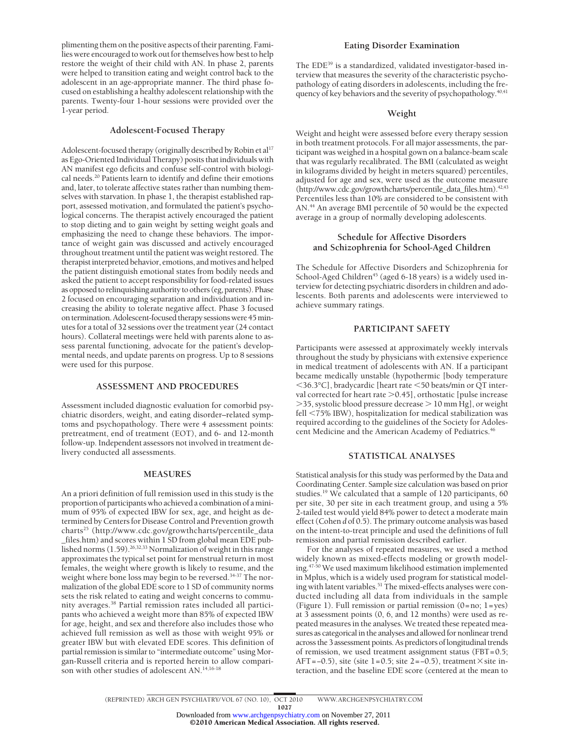plimenting them on the positive aspects of their parenting. Families were encouraged to work out for themselves how best to help restore the weight of their child with AN. In phase 2, parents were helped to transition eating and weight control back to the adolescent in an age-appropriate manner. The third phase focused on establishing a healthy adolescent relationship with the parents. Twenty-four 1-hour sessions were provided over the 1-year period.

### Adolescent-Focused Therapy

Adolescent-focused therapy (originally described by Robin et al[17] as Ego-Oriented Individual Therapy) posits that individuals with AN manifest ego deficits and confuse self-control with biological needs.[20] Patients learn to identify and define their emotions and, later, to tolerate affective states rather than numbing themselves with starvation. In phase 1, the therapist established rapport, assessed motivation, and formulated the patient's psychological concerns. The therapist actively encouraged the patient to stop dieting and to gain weight by setting weight goals and emphasizing the need to change these behaviors. The importance of weight gain was discussed and actively encouraged throughout treatment until the patient was weight restored. The therapist interpreted behavior, emotions, and motives and helped the patient distinguish emotional states from bodily needs and asked the patient to accept responsibility for food-related issues as opposed to relinquishing authority to others (eg, parents). Phase 2 focused on encouraging separation and individuation and increasing the ability to tolerate negative affect. Phase 3 focused on termination. Adolescent-focused therapy sessions were 45 minutes for a total of 32 sessions over the treatment year (24 contact hours). Collateral meetings were held with parents alone to assess parental functioning, advocate for the patient's developmental needs, and update parents on progress. Up to 8 sessions were used for this purpose.

## ASSESSMENT AND PROCEDURES

Assessment included diagnostic evaluation for comorbid psychiatric disorders, weight, and eating disorder–related symptoms and psychopathology. There were 4 assessment points: pretreatment, end of treatment (EOT), and 6- and 12-month follow-up. Independent assessors not involved in treatment delivery conducted all assessments.

## MEASURES

An a priori definition of full remission used in this study is the proportion of participants who achieved a combination of a minimum of 95% of expected IBW for sex, age, and height as determined by Centers for Disease Control and Prevention growth charts[25] (http://www.cdc.gov/growthcharts/percentile_data_files.htm) and scores within 1 SD from global mean EDE published norms (1.59).[26,32,33] Normalization of weight in this range approximates the typical set point for menstrual return in most females, the weight where growth is likely to resume, and the weight where bone loss may begin to be reversed.[34-37] The normalization of the global EDE score to 1 SD of community norms sets the risk related to eating and weight concerns to community averages.[38] Partial remission rates included all participants who achieved a weight more than 85% of expected IBW for age, height, and sex and therefore also includes those who achieved full remission as well as those with weight 95% or greater IBW but with elevated EDE scores. This definition of partial remission is similar to "intermediate outcome" using Morgan-Russell criteria and is reported herein to allow comparison with other studies of adolescent AN.[14,16-18]

### Eating Disorder Examination

The EDE[39] is a standardized, validated investigator-based interview that measures the severity of the characteristic psychopathology of eating disorders in adolescents, including the frequency of key behaviors and the severity of psychopathology.[40,41]

### Weight

Weight and height were assessed before every therapy session in both treatment protocols. For all major assessments, the participant was weighed in a hospital gown on a balance-beam scale that was regularly recalibrated. The BMI (calculated as weight in kilograms divided by height in meters squared) percentiles, adjusted for age and sex, were used as the outcome measure (http://www.cdc.gov/growthcharts/percentile_data_files.htm).[42,43] Percentiles less than 10% are considered to be consistent with AN.[44] An average BMI percentile of 50 would be the expected average in a group of normally developing adolescents.

### Schedule for Affective Disorders and Schizophrenia for School-Aged Children

The Schedule for Affective Disorders and Schizophrenia for School-Aged Children[45] (aged 6-18 years) is a widely used interview for detecting psychiatric disorders in children and adolescents. Both parents and adolescents were interviewed to achieve summary ratings.

## PARTICIPANT SAFETY

Participants were assessed at approximately weekly intervals throughout the study by physicians with extensive experience in medical treatment of adolescents with AN. If a participant became medically unstable (hypothermic [body temperature <36.3°C], bradycardic [heart rate <50 beats/min or QT interval corrected for heart rate >0.45], orthostatic [pulse increase >35, systolic blood pressure decrease > 10 mm Hg], or weight fell <75% IBW), hospitalization for medical stabilization was required according to the guidelines of the Society for Adolescent Medicine and the American Academy of Pediatrics.[46]

## STATISTICAL ANALYSES

Statistical analysis for this study was performed by the Data and Coordinating Center. Sample size calculation was based on prior studies.[19] We calculated that a sample of 120 participants, 60 per site, 30 per site in each treatment group, and using a 5% 2-tailed test would yield 84% power to detect a moderate main effect (Cohen *d* of 0.5). The primary outcome analysis was based on the intent-to-treat principle and used the definitions of full remission and partial remission described earlier.

For the analyses of repeated measures, we used a method widely known as mixed-effects modeling or growth modeling.[47-50] We used maximum likelihood estimation implemented in Mplus, which is a widely used program for statistical modeling with latent variables.[51] The mixed-effects analyses were conducted including all data from individuals in the sample (Figure 1). Full remission or partial remission (0=no; 1=yes) at 3 assessment points (0, 6, and 12 months) were used as repeated measures in the analyses. We treated these repeated measures as categorical in the analyses and allowed for nonlinear trend across the 3 assessment points. As predictors of longitudinal trends of remission, we used treatment assignment status (FBT=0.5; AFT=−0.5), site (site 1=0.5; site 2=−0.5), treatment×site interaction, and the baseline EDE score (centered at the mean to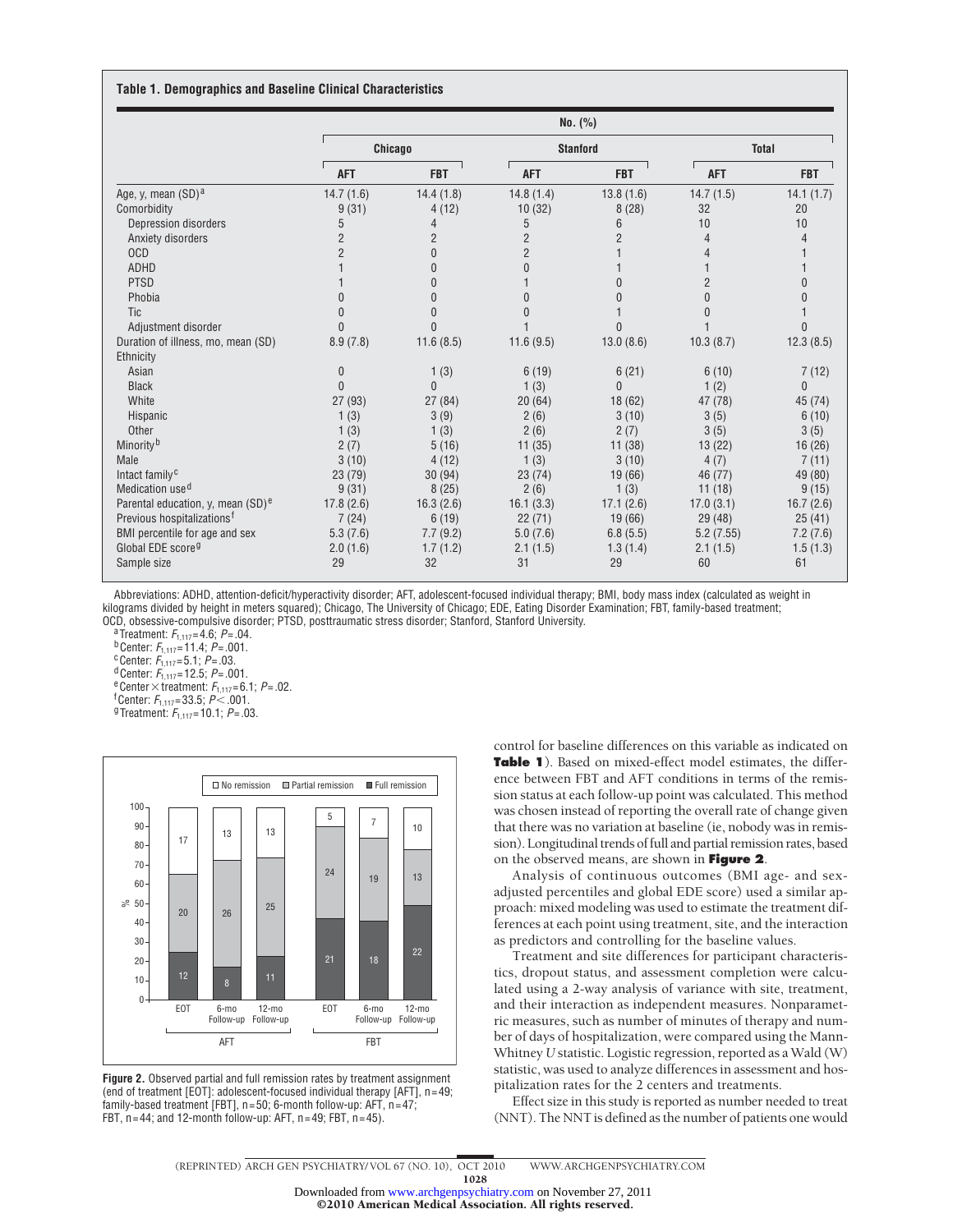**Table 1. Demographics and Baseline Clinical Characteristics**

| | No. (%) | | | | | |
|---|---|---|---|---|---|---|
| | Chicago | | Stanford | | Total | |
| | AFT | FBT | AFT | FBT | AFT | FBT |
| Age, y, mean (SD)[a] | 14.7 (1.6) | 14.4 (1.8) | 14.8 (1.4) | 13.8 (1.6) | 14.7 (1.5) | 14.1 (1.7) |
| Comorbidity | 9 (31) | 4 (12) | 10 (32) | 8 (28) | 32 | 20 |
| Depression disorders | 5 | 4 | 5 | 6 | 10 | 10 |
| Anxiety disorders | 2 | 2 | 2 | 2 | 4 | 4 |
| OCD | 2 | 0 | 2 | 1 | 4 | 1 |
| ADHD | 1 | 0 | 0 | 1 | 1 | 1 |
| PTSD | 1 | 0 | 1 | 0 | 2 | 0 |
| Phobia | 0 | 0 | 0 | 0 | 0 | 0 |
| Tic | 0 | 0 | 0 | 1 | 0 | 1 |
| Adjustment disorder | 0 | 0 | 1 | 0 | 1 | 0 |
| Duration of illness, mo, mean (SD) | 8.9 (7.8) | 11.6 (8.5) | 11.6 (9.5) | 13.0 (8.6) | 10.3 (8.7) | 12.3 (8.5) |
| Ethnicity | | | | | | |
| Asian | 0 | 1 (3) | 6 (19) | 6 (21) | 6 (10) | 7 (12) |
| Black | 0 | 0 | 1 (3) | 0 | 1 (2) | 0 |
| White | 27 (93) | 27 (84) | 20 (64) | 18 (62) | 47 (78) | 45 (74) |
| Hispanic | 1 (3) | 3 (9) | 2 (6) | 3 (10) | 3 (5) | 6 (10) |
| Other | 1 (3) | 1 (3) | 2 (6) | 2 (7) | 3 (5) | 3 (5) |
| Minority[b] | 2 (7) | 5 (16) | 11 (35) | 11 (38) | 13 (22) | 16 (26) |
| Male | 3 (10) | 4 (12) | 1 (3) | 3 (10) | 4 (7) | 7 (11) |
| Intact family[c] | 23 (79) | 30 (94) | 23 (74) | 19 (66) | 46 (77) | 49 (80) |
| Medication use[d] | 9 (31) | 8 (25) | 2 (6) | 1 (3) | 11 (18) | 9 (15) |
| Parental education, y, mean (SD)[e] | 17.8 (2.6) | 16.3 (2.6) | 16.1 (3.3) | 17.1 (2.6) | 17.0 (3.1) | 16.7 (2.6) |
| Previous hospitalizations[f] | 7 (24) | 6 (19) | 22 (71) | 19 (66) | 29 (48) | 25 (41) |
| BMI percentile for age and sex | 5.3 (7.6) | 7.7 (9.2) | 5.0 (7.6) | 6.8 (5.5) | 5.2 (7.55) | 7.2 (7.6) |
| Global EDE score[g] | 2.0 (1.6) | 1.7 (1.2) | 2.1 (1.5) | 1.3 (1.4) | 2.1 (1.5) | 1.5 (1.3) |
| Sample size | 29 | 32 | 31 | 29 | 60 | 61 |

Abbreviations: ADHD, attention-deficit/hyperactivity disorder; AFT, adolescent-focused individual therapy; BMI, body mass index (calculated as weight in kilograms divided by height in meters squared); Chicago, The University of Chicago; EDE, Eating Disorder Examination; FBT, family-based treatment; OCD, obsessive-compulsive disorder; PTSD, posttraumatic stress disorder; Stanford, Stanford University.

[a] Treatment: $F_{1,117}=4.6$; $P=.04$.
[b] Center: $F_{1,117}=11.4$; $P=.001$.
[c] Center: $F_{1,117}=5.1$; $P=.03$.
[d] Center: $F_{1,117}=12.5$; $P=.001$.
[e] Center × treatment: $F_{1,117}=6.1$; $P=.02$.
[f] Center: $F_{1,117}=33.5$; $P<.001$.
[g] Treatment: $F_{1,117}=10.1$; $P=.03$.

| | AFT EOT | AFT 6-mo Follow-up | AFT 12-mo Follow-up | FBT EOT | FBT 6-mo Follow-up | FBT 12-mo Follow-up |
|---|---|---|---|---|---|---|
| No remission | 17 | 13 | 13 | 5 | 7 | 10 |
| Partial remission | 20 | 26 | 25 | 24 | 19 | 13 |
| Full remission | 12 | 8 | 11 | 21 | 18 | 22 |

**Figure 2.** Observed partial and full remission rates by treatment assignment (end of treatment [EOT]: adolescent-focused individual therapy [AFT], n = 49; family-based treatment [FBT], n = 50; 6-month follow-up: AFT, n = 47; FBT, n = 44; and 12-month follow-up: AFT, n = 49; FBT, n = 45).

control for baseline differences on this variable as indicated on **Table 1**). Based on mixed-effect model estimates, the difference between FBT and AFT conditions in terms of the remission status at each follow-up point was calculated. This method was chosen instead of reporting the overall rate of change given that there was no variation at baseline (ie, nobody was in remission). Longitudinal trends of full and partial remission rates, based on the observed means, are shown in **Figure 2**.

Analysis of continuous outcomes (BMI age- and sex-adjusted percentiles and global EDE score) used a similar approach: mixed modeling was used to estimate the treatment differences at each point using treatment, site, and the interaction as predictors and controlling for the baseline values.

Treatment and site differences for participant characteristics, dropout status, and assessment completion were calculated using a 2-way analysis of variance with site, treatment, and their interaction as independent measures. Nonparametric measures, such as number of minutes of therapy and number of days of hospitalization, were compared using the Mann-Whitney *U* statistic. Logistic regression, reported as a Wald (W) statistic, was used to analyze differences in assessment and hospitalization rates for the 2 centers and treatments.

Effect size in this study is reported as number needed to treat (NNT). The NNT is defined as the number of patients one would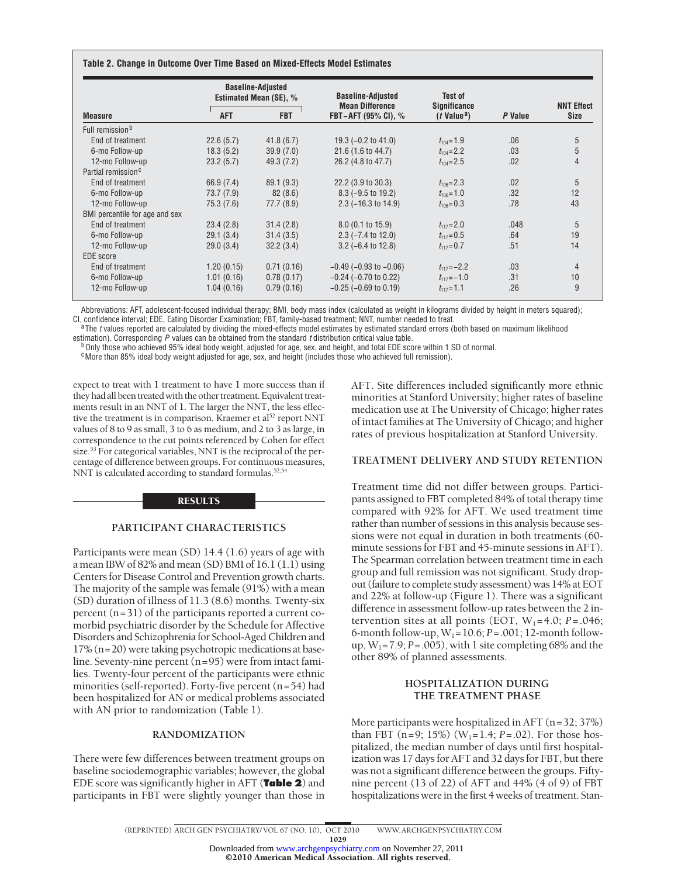**Table 2. Change in Outcome Over Time Based on Mixed-Effects Model Estimates**

| Measure | Baseline-Adjusted Estimated Mean (SE), % | | Baseline-Adjusted Mean Difference FBT−AFT (95% CI), % | Test of Significance (*t* Value[a]) | *P* Value | NNT Effect Size |
|---|---|---|---|---|---|---|
| | AFT | FBT | | | | |
| Full remission[b] | | | | | | |
| End of treatment | 22.6 (5.7) | 41.8 (6.7) | 19.3 (−0.2 to 41.0) | $t_{104}=1.9$ | .06 | 5 |
| 6-mo Follow-up | 18.3 (5.2) | 39.9 (7.0) | 21.6 (1.6 to 44.7) | $t_{104}=2.2$ | .03 | 5 |
| 12-mo Follow-up | 23.2 (5.7) | 49.3 (7.2) | 26.2 (4.8 to 47.7) | $t_{104}=2.5$ | .02 | 4 |
| Partial remission[c] | | | | | | |
| End of treatment | 66.9 (7.4) | 89.1 (9.3) | 22.2 (3.9 to 30.3) | $t_{106}=2.3$ | .02 | 5 |
| 6-mo Follow-up | 73.7 (7.9) | 82 (8.6) | 8.3 (−9.5 to 19.2) | $t_{106}=1.0$ | .32 | 12 |
| 12-mo Follow-up | 75.3 (7.6) | 77.7 (8.9) | 2.3 (−16.3 to 14.9) | $t_{106}=0.3$ | .78 | 43 |
| BMI percentile for age and sex | | | | | | |
| End of treatment | 23.4 (2.8) | 31.4 (2.8) | 8.0 (0.1 to 15.9) | $t_{117}=2.0$ | .048 | 5 |
| 6-mo Follow-up | 29.1 (3.4) | 31.4 (3.5) | 2.3 (−7.4 to 12.0) | $t_{117}=0.5$ | .64 | 19 |
| 12-mo Follow-up | 29.0 (3.4) | 32.2 (3.4) | 3.2 (−6.4 to 12.8) | $t_{117}=0.7$ | .51 | 14 |
| EDE score | | | | | | |
| End of treatment | 1.20 (0.15) | 0.71 (0.16) | −0.49 (−0.93 to −0.06) | $t_{117}=-2.2$ | .03 | 4 |
| 6-mo Follow-up | 1.01 (0.16) | 0.78 (0.17) | −0.24 (−0.70 to 0.22) | $t_{117}=-1.0$ | .31 | 10 |
| 12-mo Follow-up | 1.04 (0.16) | 0.79 (0.16) | −0.25 (−0.69 to 0.19) | $t_{117}=1.1$ | .26 | 9 |

Abbreviations: AFT, adolescent-focused individual therapy; BMI, body mass index (calculated as weight in kilograms divided by height in meters squared); CI, confidence interval; EDE, Eating Disorder Examination; FBT, family-based treatment; NNT, number needed to treat.

[a] The *t* values reported are calculated by dividing the mixed-effects model estimates by estimated standard errors (both based on maximum likelihood estimation). Corresponding *P* values can be obtained from the standard *t* distribution critical value table.

[b] Only those who achieved 95% ideal body weight, adjusted for age, sex, and height, and total EDE score within 1 SD of normal.

[c] More than 85% ideal body weight adjusted for age, sex, and height (includes those who achieved full remission).

expect to treat with 1 treatment to have 1 more success than if they had all been treated with the other treatment. Equivalent treatments result in an NNT of 1. The larger the NNT, the less effective the treatment is in comparison. Kraemer et al[52] report NNT values of 8 to 9 as small, 3 to 6 as medium, and 2 to 3 as large, in correspondence to the cut points referenced by Cohen for effect size.[53] For categorical variables, NNT is the reciprocal of the percentage of difference between groups. For continuous measures, NNT is calculated according to standard formulas.[52,54]

## RESULTS

### PARTICIPANT CHARACTERISTICS

Participants were mean (SD) 14.4 (1.6) years of age with a mean IBW of 82% and mean (SD) BMI of 16.1 (1.1) using Centers for Disease Control and Prevention growth charts. The majority of the sample was female (91%) with a mean (SD) duration of illness of 11.3 (8.6) months. Twenty-six percent (n=31) of the participants reported a current comorbid psychiatric disorder by the Schedule for Affective Disorders and Schizophrenia for School-Aged Children and 17% (n=20) were taking psychotropic medications at baseline. Seventy-nine percent (n=95) were from intact families. Twenty-four percent of the participants were ethnic minorities (self-reported). Forty-five percent (n=54) had been hospitalized for AN or medical problems associated with AN prior to randomization (Table 1).

### RANDOMIZATION

There were few differences between treatment groups on baseline sociodemographic variables; however, the global EDE score was significantly higher in AFT (**Table 2**) and participants in FBT were slightly younger than those in AFT. Site differences included significantly more ethnic minorities at Stanford University; higher rates of baseline medication use at The University of Chicago; higher rates of intact families at The University of Chicago; and higher rates of previous hospitalization at Stanford University.

### TREATMENT DELIVERY AND STUDY RETENTION

Treatment time did not differ between groups. Participants assigned to FBT completed 84% of total therapy time compared with 92% for AFT. We used treatment time rather than number of sessions in this analysis because sessions were not equal in duration in both treatments (60-minute sessions for FBT and 45-minute sessions in AFT). The Spearman correlation between treatment time in each group and full remission was not significant. Study dropout (failure to complete study assessment) was 14% at EOT and 22% at follow-up (Figure 1). There was a significant difference in assessment follow-up rates between the 2 intervention sites at all points (EOT, $W_1=4.0$; $P=.046$; 6-month follow-up, $W_1=10.6$; $P=.001$; 12-month follow-up, $W_1=7.9$; $P=.005$), with 1 site completing 68% and the other 89% of planned assessments.

### HOSPITALIZATION DURING THE TREATMENT PHASE

More participants were hospitalized in AFT (n=32; 37%) than FBT (n=9; 15%) ($W_1=1.4$; $P=.02$). For those hospitalized, the median number of days until first hospitalization was 17 days for AFT and 32 days for FBT, but there was not a significant difference between the groups. Fifty-nine percent (13 of 22) of AFT and 44% (4 of 9) of FBT hospitalizations were in the first 4 weeks of treatment. Stan-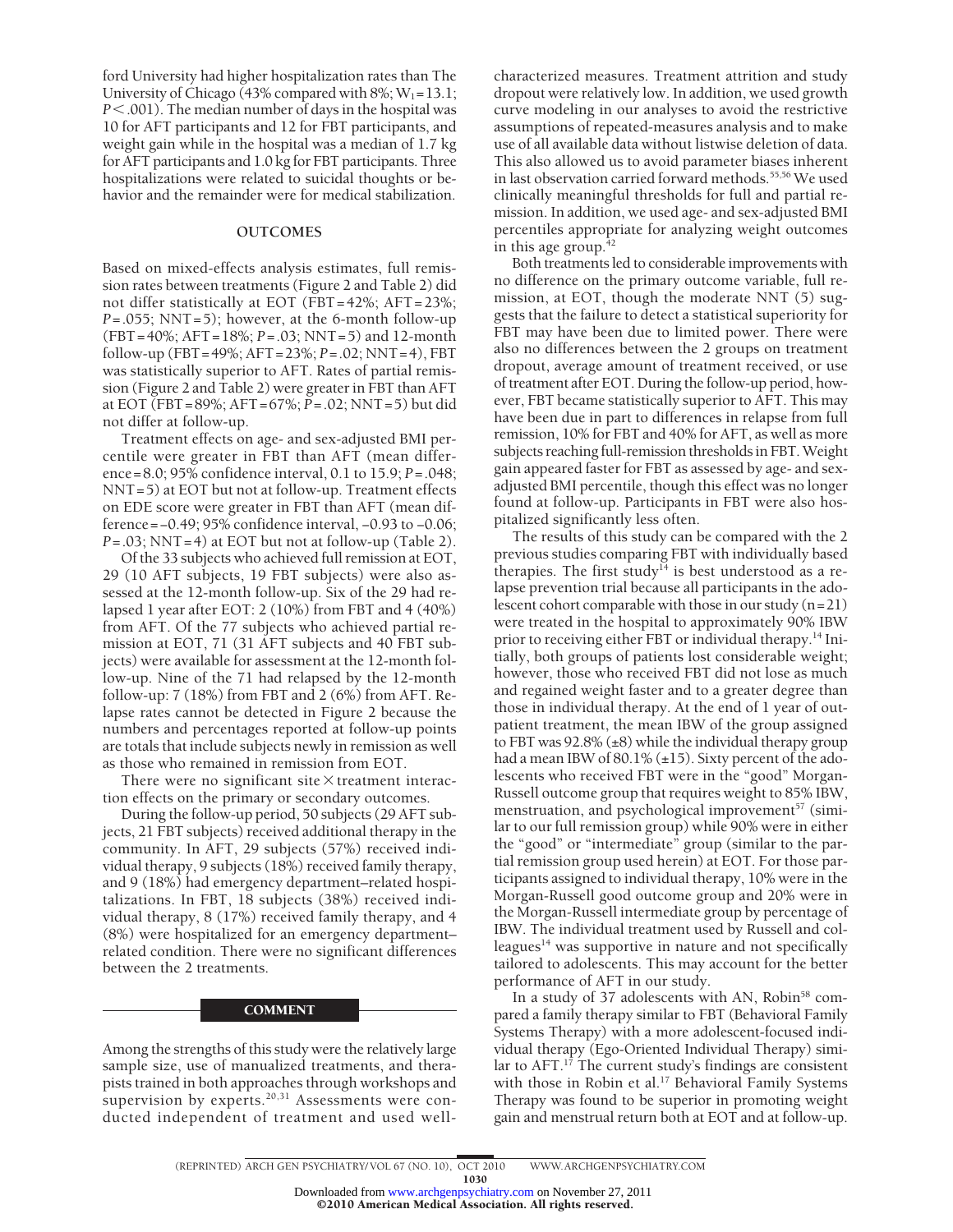ford University had higher hospitalization rates than The University of Chicago (43% compared with 8%; $W_1 = 13.1$; $P < .001$). The median number of days in the hospital was 10 for AFT participants and 12 for FBT participants, and weight gain while in the hospital was a median of 1.7 kg for AFT participants and 1.0 kg for FBT participants. Three hospitalizations were related to suicidal thoughts or behavior and the remainder were for medical stabilization.

### OUTCOMES

Based on mixed-effects analysis estimates, full remission rates between treatments (Figure 2 and Table 2) did not differ statistically at EOT (FBT = 42%; AFT = 23%; $P = .055$; NNT = 5); however, at the 6-month follow-up (FBT = 40%; AFT = 18%; $P = .03$; NNT = 5) and 12-month follow-up (FBT = 49%; AFT = 23%; $P = .02$; NNT = 4), FBT was statistically superior to AFT. Rates of partial remission (Figure 2 and Table 2) were greater in FBT than AFT at EOT (FBT = 89%; AFT = 67%; $P = .02$; NNT = 5) but did not differ at follow-up.

Treatment effects on age- and sex-adjusted BMI percentile were greater in FBT than AFT (mean difference = 8.0; 95% confidence interval, 0.1 to 15.9; $P = .048$; NNT = 5) at EOT but not at follow-up. Treatment effects on EDE score were greater in FBT than AFT (mean difference = −0.49; 95% confidence interval, −0.93 to −0.06; $P = .03$; NNT = 4) at EOT but not at follow-up (Table 2).

Of the 33 subjects who achieved full remission at EOT, 29 (10 AFT subjects, 19 FBT subjects) were also assessed at the 12-month follow-up. Six of the 29 had relapsed 1 year after EOT: 2 (10%) from FBT and 4 (40%) from AFT. Of the 77 subjects who achieved partial remission at EOT, 71 (31 AFT subjects and 40 FBT subjects) were available for assessment at the 12-month follow-up. Nine of the 71 had relapsed by the 12-month follow-up: 7 (18%) from FBT and 2 (6%) from AFT. Relapse rates cannot be detected in Figure 2 because the numbers and percentages reported at follow-up points are totals that include subjects newly in remission as well as those who remained in remission from EOT.

There were no significant site × treatment interaction effects on the primary or secondary outcomes.

During the follow-up period, 50 subjects (29 AFT subjects, 21 FBT subjects) received additional therapy in the community. In AFT, 29 subjects (57%) received individual therapy, 9 subjects (18%) received family therapy, and 9 (18%) had emergency department–related hospitalizations. In FBT, 18 subjects (38%) received individual therapy, 8 (17%) received family therapy, and 4 (8%) were hospitalized for an emergency department–related condition. There were no significant differences between the 2 treatments.

## COMMENT

Among the strengths of this study were the relatively large sample size, use of manualized treatments, and therapists trained in both approaches through workshops and supervision by experts.[20,31] Assessments were conducted independent of treatment and used well-characterized measures. Treatment attrition and study dropout were relatively low. In addition, we used growth curve modeling in our analyses to avoid the restrictive assumptions of repeated-measures analysis and to make use of all available data without listwise deletion of data. This also allowed us to avoid parameter biases inherent in last observation carried forward methods.[55,56] We used clinically meaningful thresholds for full and partial remission. In addition, we used age- and sex-adjusted BMI percentiles appropriate for analyzing weight outcomes in this age group.[42]

Both treatments led to considerable improvements with no difference on the primary outcome variable, full remission, at EOT, though the moderate NNT (5) suggests that the failure to detect a statistical superiority for FBT may have been due to limited power. There were also no differences between the 2 groups on treatment dropout, average amount of treatment received, or use of treatment after EOT. During the follow-up period, however, FBT became statistically superior to AFT. This may have been due in part to differences in relapse from full remission, 10% for FBT and 40% for AFT, as well as more subjects reaching full-remission thresholds in FBT. Weight gain appeared faster for FBT as assessed by age- and sex-adjusted BMI percentile, though this effect was no longer found at follow-up. Participants in FBT were also hospitalized significantly less often.

The results of this study can be compared with the 2 previous studies comparing FBT with individually based therapies. The first study[14] is best understood as a relapse prevention trial because all participants in the adolescent cohort comparable with those in our study (n = 21) were treated in the hospital to approximately 90% IBW prior to receiving either FBT or individual therapy.[14] Initially, both groups of patients lost considerable weight; however, those who received FBT did not lose as much and regained weight faster and to a greater degree than those in individual therapy. At the end of 1 year of outpatient treatment, the mean IBW of the group assigned to FBT was 92.8% (±8) while the individual therapy group had a mean IBW of 80.1% (±15). Sixty percent of the adolescents who received FBT were in the "good" Morgan-Russell outcome group that requires weight to 85% IBW, menstruation, and psychological improvement[57] (similar to our full remission group) while 90% were in either the "good" or "intermediate" group (similar to the partial remission group used herein) at EOT. For those participants assigned to individual therapy, 10% were in the Morgan-Russell good outcome group and 20% were in the Morgan-Russell intermediate group by percentage of IBW. The individual treatment used by Russell and colleagues[14] was supportive in nature and not specifically tailored to adolescents. This may account for the better performance of AFT in our study.

In a study of 37 adolescents with AN, Robin[58] compared a family therapy similar to FBT (Behavioral Family Systems Therapy) with a more adolescent-focused individual therapy (Ego-Oriented Individual Therapy) similar to AFT.[17] The current study's findings are consistent with those in Robin et al.[17] Behavioral Family Systems Therapy was found to be superior in promoting weight gain and menstrual return both at EOT and at follow-up.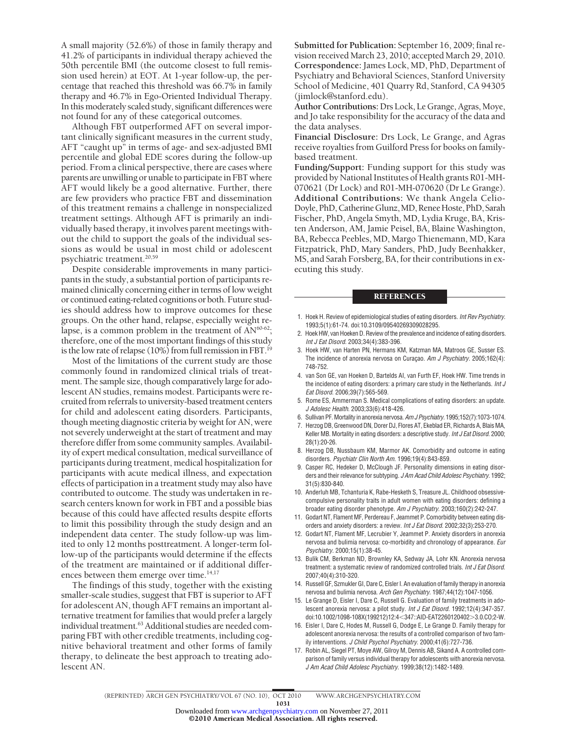A small majority (52.6%) of those in family therapy and 41.2% of participants in individual therapy achieved the 50th percentile BMI (the outcome closest to full remission used herein) at EOT. At 1-year follow-up, the percentage that reached this threshold was 66.7% in family therapy and 46.7% in Ego-Oriented Individual Therapy. In this moderately scaled study, significant differences were not found for any of these categorical outcomes.

Although FBT outperformed AFT on several important clinically significant measures in the current study, AFT "caught up" in terms of age- and sex-adjusted BMI percentile and global EDE scores during the follow-up period. From a clinical perspective, there are cases where parents are unwilling or unable to participate in FBT where AFT would likely be a good alternative. Further, there are few providers who practice FBT and dissemination of this treatment remains a challenge in nonspecialized treatment settings. Although AFT is primarily an individually based therapy, it involves parent meetings without the child to support the goals of the individual sessions as would be usual in most child or adolescent psychiatric treatment.[20,59]

Despite considerable improvements in many participants in the study, a substantial portion of participants remained clinically concerning either in terms of low weight or continued eating-related cognitions or both. Future studies should address how to improve outcomes for these groups. On the other hand, relapse, especially weight relapse, is a common problem in the treatment of AN[60-62]; therefore, one of the most important findings of this study is the low rate of relapse (10%) from full remission in FBT.[19]

Most of the limitations of the current study are those commonly found in randomized clinical trials of treatment. The sample size, though comparatively large for adolescent AN studies, remains modest. Participants were recruited from referrals to university-based treatment centers for child and adolescent eating disorders. Participants, though meeting diagnostic criteria by weight for AN, were not severely underweight at the start of treatment and may therefore differ from some community samples. Availability of expert medical consultation, medical surveillance of participants during treatment, medical hospitalization for participants with acute medical illness, and expectation effects of participation in a treatment study may also have contributed to outcome. The study was undertaken in research centers known for work in FBT and a possible bias because of this could have affected results despite efforts to limit this possibility through the study design and an independent data center. The study follow-up was limited to only 12 months posttreatment. A longer-term follow-up of the participants would determine if the effects of the treatment are maintained or if additional differences between them emerge over time.[14,17]

The findings of this study, together with the existing smaller-scale studies, suggest that FBT is superior to AFT for adolescent AN, though AFT remains an important alternative treatment for families that would prefer a largely individual treatment.[63] Additional studies are needed comparing FBT with other credible treatments, including cognitive behavioral treatment and other forms of family therapy, to delineate the best approach to treating adolescent AN.

**Submitted for Publication:** September 16, 2009; final revision received March 23, 2010; accepted March 29, 2010.

**Correspondence:** James Lock, MD, PhD, Department of Psychiatry and Behavioral Sciences, Stanford University School of Medicine, 401 Quarry Rd, Stanford, CA 94305 (jimlock@stanford.edu).

**Author Contributions:** Drs Lock, Le Grange, Agras, Moye, and Jo take responsibility for the accuracy of the data and the data analyses.

**Financial Disclosure:** Drs Lock, Le Grange, and Agras receive royalties from Guilford Press for books on family-based treatment.

**Funding/Support:** Funding support for this study was provided by National Institutes of Health grants R01-MH-070621 (Dr Lock) and R01-MH-070620 (Dr Le Grange).

**Additional Contributions:** We thank Angela Celio-Doyle, PhD, Catherine Glunz, MD, Renee Hoste, PhD, Sarah Fischer, PhD, Angela Smyth, MD, Lydia Kruge, BA, Kristen Anderson, AM, Jamie Peisel, BA, Blaine Washington, BA, Rebecca Peebles, MD, Margo Thienemann, MD, Kara Fitzpatrick, PhD, Mary Sanders, PhD, Judy Beenhakker, MS, and Sarah Forsberg, BA, for their contributions in executing this study.

## REFERENCES

1. Hoek H. Review of epidemiological studies of eating disorders. *Int Rev Psychiatry*. 1993;5(1):61-74. doi:10.3109/09540269309028295.
2. Hoek HW, van Hoeken D. Review of the prevalence and incidence of eating disorders. *Int J Eat Disord*. 2003;34(4):383-396.
3. Hoek HW, van Harten PN, Hermans KM, Katzman MA, Matroos GE, Susser ES. The incidence of anorexia nervosa on Curaçao. *Am J Psychiatry*. 2005;162(4):748-752.
4. van Son GE, van Hoeken D, Bartelds AI, van Furth EF, Hoek HW. Time trends in the incidence of eating disorders: a primary care study in the Netherlands. *Int J Eat Disord*. 2006;39(7):565-569.
5. Rome ES, Ammerman S. Medical complications of eating disorders: an update. *J Adolesc Health*. 2003;33(6):418-426.
6. Sullivan PF. Mortality in anorexia nervosa. *Am J Psychiatry*. 1995;152(7):1073-1074.
7. Herzog DB, Greenwood DN, Dorer DJ, Flores AT, Ekeblad ER, Richards A, Blais MA, Keller MB. Mortality in eating disorders: a descriptive study. *Int J Eat Disord*. 2000;28(1):20-26.
8. Herzog DB, Nussbaum KM, Marmor AK. Comorbidity and outcome in eating disorders. *Psychiatr Clin North Am*. 1996;19(4):843-859.
9. Casper RC, Hedeker D, McClough JF. Personality dimensions in eating disorders and their relevance for subtyping. *J Am Acad Child Adolesc Psychiatry*. 1992;31(5):830-840.
10. Anderluh MB, Tchanturia K, Rabe-Hesketh S, Treasure JL. Childhood obsessive-compulsive personality traits in adult women with eating disorders: defining a broader eating disorder phenotype. *Am J Psychiatry*. 2003;160(2):242-247.
11. Godart NT, Flament MF, Perdereau F, Jeammet P. Comorbidity between eating disorders and anxiety disorders: a review. *Int J Eat Disord*. 2002;32(3):253-270.
12. Godart NT, Flament MF, Lecrubier Y, Jeammet P. Anxiety disorders in anorexia nervosa and bulimia nervosa: co-morbidity and chronology of appearance. *Eur Psychiatry*. 2000;15(1):38-45.
13. Bulik CM, Berkman ND, Brownley KA, Sedway JA, Lohr KN. Anorexia nervosa treatment: a systematic review of randomized controlled trials. *Int J Eat Disord*. 2007;40(4):310-320.
14. Russell GF, Szmukler GI, Dare C, Eisler I. An evaluation of family therapy in anorexia nervosa and bulimia nervosa. *Arch Gen Psychiatry*. 1987;44(12):1047-1056.
15. Le Grange D, Eisler I, Dare C, Russell G. Evaluation of family treatments in adolescent anorexia nervosa: a pilot study. *Int J Eat Disord*. 1992;12(4):347-357. doi:10.1002/1098-108X(199212)12:4<347::AID-EAT2260120402>3.0.CO;2-W.
16. Eisler I, Dare C, Hodes M, Russell G, Dodge E, Le Grange D. Family therapy for adolescent anorexia nervosa: the results of a controlled comparison of two family interventions. *J Child Psychol Psychiatry*. 2000;41(6):727-736.
17. Robin AL, Siegel PT, Moye AW, Gilroy M, Dennis AB, Sikand A. A controlled comparison of family versus individual therapy for adolescents with anorexia nervosa. *J Am Acad Child Adolesc Psychiatry*. 1999;38(12):1482-1489.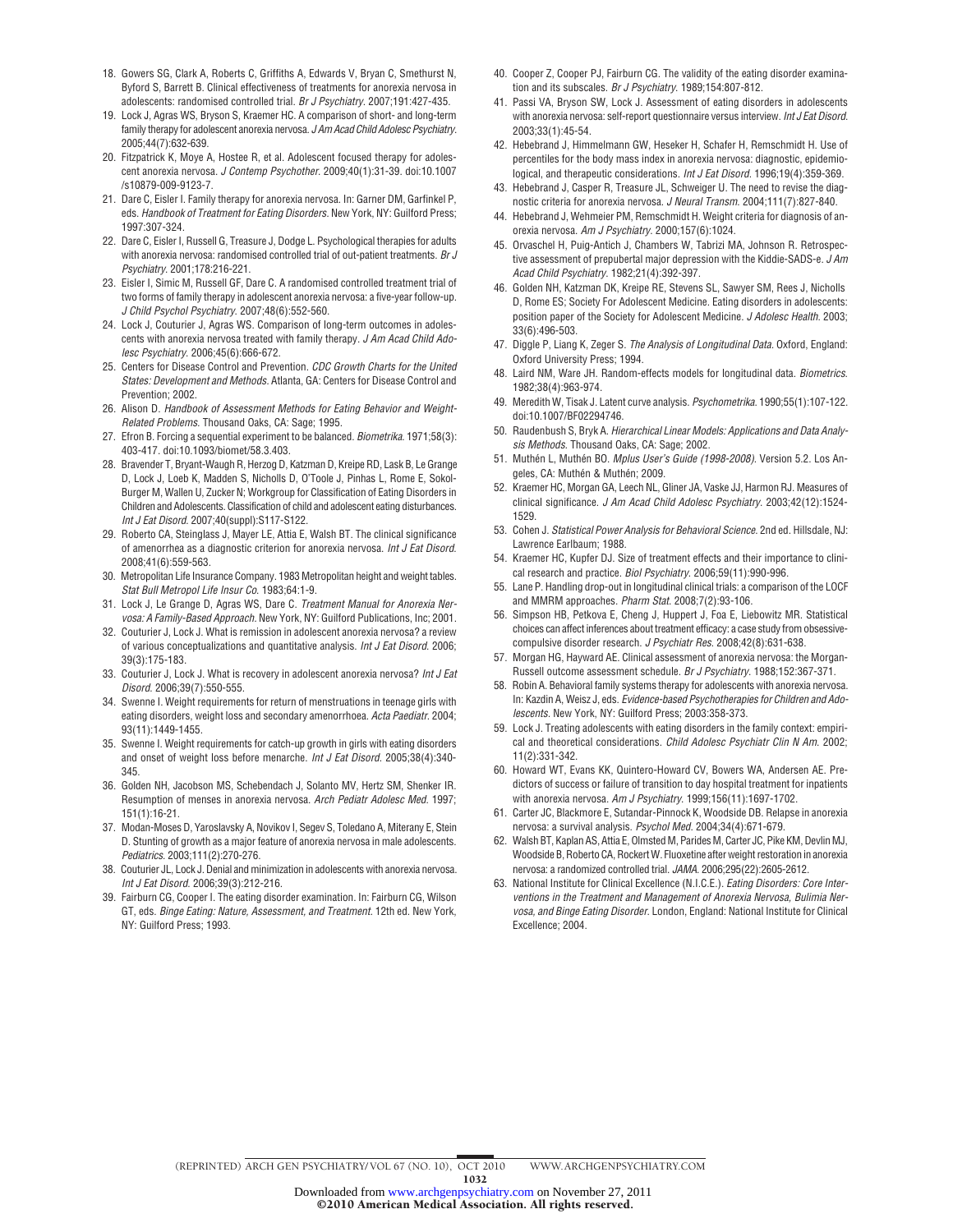18. Gowers SG, Clark A, Roberts C, Griffiths A, Edwards V, Bryan C, Smethurst N, Byford S, Barrett B. Clinical effectiveness of treatments for anorexia nervosa in adolescents: randomised controlled trial. *Br J Psychiatry*. 2007;191:427-435.
19. Lock J, Agras WS, Bryson S, Kraemer HC. A comparison of short- and long-term family therapy for adolescent anorexia nervosa. *J Am Acad Child Adolesc Psychiatry*. 2005;44(7):632-639.
20. Fitzpatrick K, Moye A, Hostee R, et al. Adolescent focused therapy for adolescent anorexia nervosa. *J Contemp Psychother*. 2009;40(1):31-39. doi:10.1007/s10879-009-9123-7.
21. Dare C, Eisler I. Family therapy for anorexia nervosa. In: Garner DM, Garfinkel P, eds. *Handbook of Treatment for Eating Disorders*. New York, NY: Guilford Press; 1997:307-324.
22. Dare C, Eisler I, Russell G, Treasure J, Dodge L. Psychological therapies for adults with anorexia nervosa: randomised controlled trial of out-patient treatments. *Br J Psychiatry*. 2001;178:216-221.
23. Eisler I, Simic M, Russell GF, Dare C. A randomised controlled treatment trial of two forms of family therapy in adolescent anorexia nervosa: a five-year follow-up. *J Child Psychol Psychiatry*. 2007;48(6):552-560.
24. Lock J, Couturier J, Agras WS. Comparison of long-term outcomes in adolescents with anorexia nervosa treated with family therapy. *J Am Acad Child Adolesc Psychiatry*. 2006;45(6):666-672.
25. Centers for Disease Control and Prevention. *CDC Growth Charts for the United States: Development and Methods*. Atlanta, GA: Centers for Disease Control and Prevention; 2002.
26. Alison D. *Handbook of Assessment Methods for Eating Behavior and Weight-Related Problems*. Thousand Oaks, CA: Sage; 1995.
27. Efron B. Forcing a sequential experiment to be balanced. *Biometrika*. 1971;58(3):403-417. doi:10.1093/biomet/58.3.403.
28. Bravender T, Bryant-Waugh R, Herzog D, Katzman D, Kreipe RD, Lask B, Le Grange D, Lock J, Loeb K, Madden S, Nicholls D, O'Toole J, Pinhas L, Rome E, Sokol-Burger M, Wallen U, Zucker N; Workgroup for Classification of Eating Disorders in Children and Adolescents. Classification of child and adolescent eating disturbances. *Int J Eat Disord*. 2007;40(suppl):S117-S122.
29. Roberto CA, Steinglass J, Mayer LE, Attia E, Walsh BT. The clinical significance of amenorrhea as a diagnostic criterion for anorexia nervosa. *Int J Eat Disord*. 2008;41(6):559-563.
30. Metropolitan Life Insurance Company. 1983 Metropolitan height and weight tables. *Stat Bull Metropol Life Insur Co*. 1983;64:1-9.
31. Lock J, Le Grange D, Agras WS, Dare C. *Treatment Manual for Anorexia Nervosa: A Family-Based Approach*. New York, NY: Guilford Publications, Inc; 2001.
32. Couturier J, Lock J. What is remission in adolescent anorexia nervosa? a review of various conceptualizations and quantitative analysis. *Int J Eat Disord*. 2006;39(3):175-183.
33. Couturier J, Lock J. What is recovery in adolescent anorexia nervosa? *Int J Eat Disord*. 2006;39(7):550-555.
34. Swenne I. Weight requirements for return of menstruations in teenage girls with eating disorders, weight loss and secondary amenorrhoea. *Acta Paediatr*. 2004;93(11):1449-1455.
35. Swenne I. Weight requirements for catch-up growth in girls with eating disorders and onset of weight loss before menarche. *Int J Eat Disord*. 2005;38(4):340-345.
36. Golden NH, Jacobson MS, Schebendach J, Solanto MV, Hertz SM, Shenker IR. Resumption of menses in anorexia nervosa. *Arch Pediatr Adolesc Med*. 1997;151(1):16-21.
37. Modan-Moses D, Yaroslavsky A, Novikov I, Segev S, Toledano A, Miterany E, Stein D. Stunting of growth as a major feature of anorexia nervosa in male adolescents. *Pediatrics*. 2003;111(2):270-276.
38. Couturier JL, Lock J. Denial and minimization in adolescents with anorexia nervosa. *Int J Eat Disord*. 2006;39(3):212-216.
39. Fairburn CG, Cooper I. The eating disorder examination. In: Fairburn CG, Wilson GT, eds. *Binge Eating: Nature, Assessment, and Treatment*. 12th ed. New York, NY: Guilford Press; 1993.
40. Cooper Z, Cooper PJ, Fairburn CG. The validity of the eating disorder examination and its subscales. *Br J Psychiatry*. 1989;154:807-812.
41. Passi VA, Bryson SW, Lock J. Assessment of eating disorders in adolescents with anorexia nervosa: self-report questionnaire versus interview. *Int J Eat Disord*. 2003;33(1):45-54.
42. Hebebrand J, Himmelmann GW, Heseker H, Schafer H, Remschmidt H. Use of percentiles for the body mass index in anorexia nervosa: diagnostic, epidemiological, and therapeutic considerations. *Int J Eat Disord*. 1996;19(4):359-369.
43. Hebebrand J, Casper R, Treasure JL, Schweiger U. The need to revise the diagnostic criteria for anorexia nervosa. *J Neural Transm*. 2004;111(7):827-840.
44. Hebebrand J, Wehmeier PM, Remschmidt H. Weight criteria for diagnosis of anorexia nervosa. *Am J Psychiatry*. 2000;157(6):1024.
45. Orvaschel H, Puig-Antich J, Chambers W, Tabrizi MA, Johnson R. Retrospective assessment of prepubertal major depression with the Kiddie-SADS-e. *J Am Acad Child Psychiatry*. 1982;21(4):392-397.
46. Golden NH, Katzman DK, Kreipe RE, Stevens SL, Sawyer SM, Rees J, Nicholls D, Rome ES; Society For Adolescent Medicine. Eating disorders in adolescents: position paper of the Society for Adolescent Medicine. *J Adolesc Health*. 2003;33(6):496-503.
47. Diggle P, Liang K, Zeger S. *The Analysis of Longitudinal Data*. Oxford, England: Oxford University Press; 1994.
48. Laird NM, Ware JH. Random-effects models for longitudinal data. *Biometrics*. 1982;38(4):963-974.
49. Meredith W, Tisak J. Latent curve analysis. *Psychometrika*. 1990;55(1):107-122. doi:10.1007/BF02294746.
50. Raudenbush S, Bryk A. *Hierarchical Linear Models: Applications and Data Analysis Methods*. Thousand Oaks, CA: Sage; 2002.
51. Muthén L, Muthén BO. *Mplus User's Guide (1998-2008)*. Version 5.2. Los Angeles, CA: Muthén & Muthén; 2009.
52. Kraemer HC, Morgan GA, Leech NL, Gliner JA, Vaske JJ, Harmon RJ. Measures of clinical significance. *J Am Acad Child Adolesc Psychiatry*. 2003;42(12):1524-1529.
53. Cohen J. *Statistical Power Analysis for Behavioral Science*. 2nd ed. Hillsdale, NJ: Lawrence Earlbaum; 1988.
54. Kraemer HC, Kupfer DJ. Size of treatment effects and their importance to clinical research and practice. *Biol Psychiatry*. 2006;59(11):990-996.
55. Lane P. Handling drop-out in longitudinal clinical trials: a comparison of the LOCF and MMRM approaches. *Pharm Stat*. 2008;7(2):93-106.
56. Simpson HB, Petkova E, Cheng J, Huppert J, Foa E, Liebowitz MR. Statistical choices can affect inferences about treatment efficacy: a case study from obsessive-compulsive disorder research. *J Psychiatr Res*. 2008;42(8):631-638.
57. Morgan HG, Hayward AE. Clinical assessment of anorexia nervosa: the Morgan-Russell outcome assessment schedule. *Br J Psychiatry*. 1988;152:367-371.
58. Robin A. Behavioral family systems therapy for adolescents with anorexia nervosa. In: Kazdin A, Weisz J, eds. *Evidence-based Psychotherapies for Children and Adolescents*. New York, NY: Guilford Press; 2003:358-373.
59. Lock J. Treating adolescents with eating disorders in the family context: empirical and theoretical considerations. *Child Adolesc Psychiatr Clin N Am*. 2002;11(2):331-342.
60. Howard WT, Evans KK, Quintero-Howard CV, Bowers WA, Andersen AE. Predictors of success or failure of transition to day hospital treatment for inpatients with anorexia nervosa. *Am J Psychiatry*. 1999;156(11):1697-1702.
61. Carter JC, Blackmore E, Sutandar-Pinnock K, Woodside DB. Relapse in anorexia nervosa: a survival analysis. *Psychol Med*. 2004;34(4):671-679.
62. Walsh BT, Kaplan AS, Attia E, Olmsted M, Parides M, Carter JC, Pike KM, Devlin MJ, Woodside B, Roberto CA, Rockert W. Fluoxetine after weight restoration in anorexia nervosa: a randomized controlled trial. *JAMA*. 2006;295(22):2605-2612.
63. National Institute for Clinical Excellence (N.I.C.E.). *Eating Disorders: Core Interventions in the Treatment and Management of Anorexia Nervosa, Bulimia Nervosa, and Binge Eating Disorder*. London, England: National Institute for Clinical Excellence; 2004.

Downloaded from www.archgenpsychiatry.com on November 27, 2011
©2010 American Medical Association. All rights reserved.